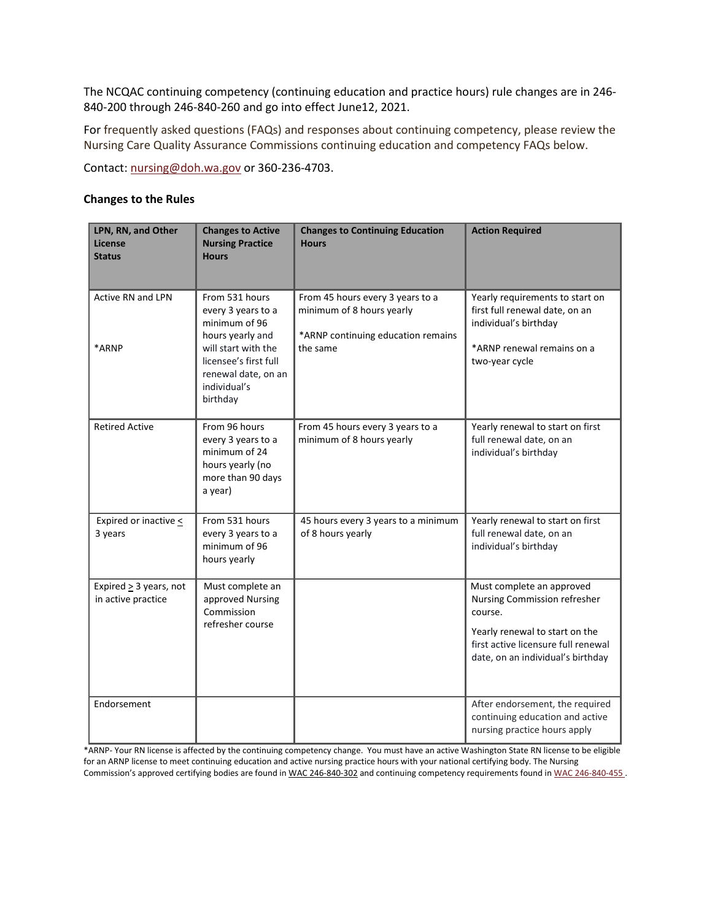The NCQAC continuing competency (continuing education and practice hours) rule changes are in 246-840-200 through 246-840-260 and go into effect June12, 2021.

For frequently asked questions (FAQs) and responses about continuing competency, please review the Nursing Care Quality Assurance Commissions continuing education and competency FAQs below.

Contact: nursing@doh.wa.gov or 360-236-4703.

### Changes to the Rules

| LPN, RN, and Other License Status | Changes to Active Nursing Practice Hours | Changes to Continuing Education Hours | Action Required |
|---|---|---|---|
| Active RN and LPN<br><br>*ARNP | From 531 hours every 3 years to a minimum of 96 hours yearly and will start with the licensee's first full renewal date, on an individual's birthday | From 45 hours every 3 years to a minimum of 8 hours yearly<br><br>*ARNP continuing education remains the same | Yearly requirements to start on first full renewal date, on an individual's birthday<br><br>*ARNP renewal remains on a two-year cycle |
| Retired Active | From 96 hours every 3 years to a minimum of 24 hours yearly (no more than 90 days a year) | From 45 hours every 3 years to a minimum of 8 hours yearly | Yearly renewal to start on first full renewal date, on an individual's birthday |
| Expired or inactive ≤ 3 years | From 531 hours every 3 years to a minimum of 96 hours yearly | 45 hours every 3 years to a minimum of 8 hours yearly | Yearly renewal to start on first full renewal date, on an individual's birthday |
| Expired ≥ 3 years, not in active practice | Must complete an approved Nursing Commission refresher course | | Must complete an approved Nursing Commission refresher course.<br><br>Yearly renewal to start on the first active licensure full renewal date, on an individual's birthday |
| Endorsement | | | After endorsement, the required continuing education and active nursing practice hours apply |

*ARNP- Your RN license is affected by the continuing competency change. You must have an active Washington State RN license to be eligible for an ARNP license to meet continuing education and active nursing practice hours with your national certifying body. The Nursing Commission's approved certifying bodies are found in WAC 246-840-302 and continuing competency requirements found in WAC 246-840-455 .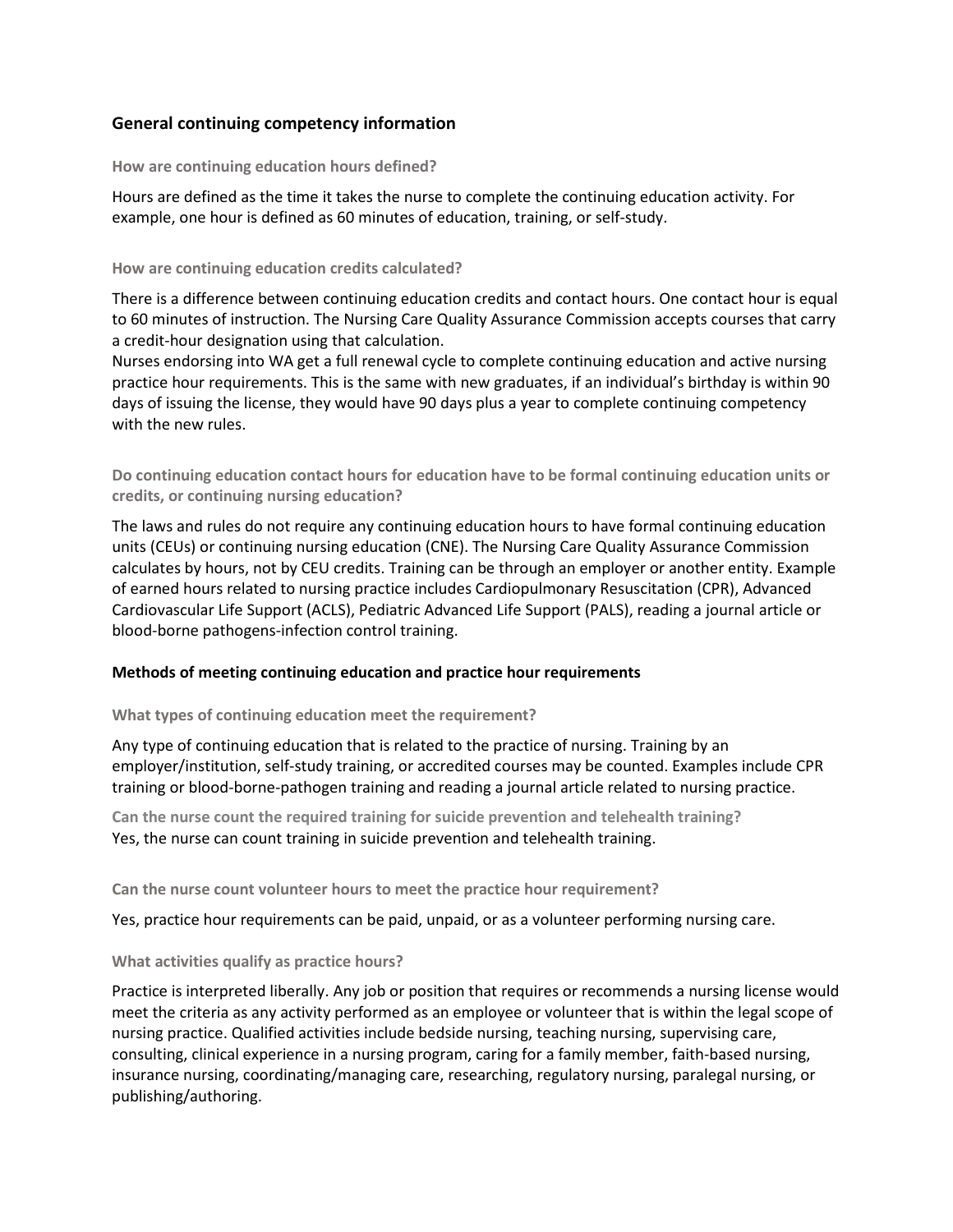## General continuing competency information

### How are continuing education hours defined?

Hours are defined as the time it takes the nurse to complete the continuing education activity. For example, one hour is defined as 60 minutes of education, training, or self-study.

### How are continuing education credits calculated?

There is a difference between continuing education credits and contact hours. One contact hour is equal to 60 minutes of instruction. The Nursing Care Quality Assurance Commission accepts courses that carry a credit-hour designation using that calculation.

Nurses endorsing into WA get a full renewal cycle to complete continuing education and active nursing practice hour requirements. This is the same with new graduates, if an individual's birthday is within 90 days of issuing the license, they would have 90 days plus a year to complete continuing competency with the new rules.

### Do continuing education contact hours for education have to be formal continuing education units or credits, or continuing nursing education?

The laws and rules do not require any continuing education hours to have formal continuing education units (CEUs) or continuing nursing education (CNE). The Nursing Care Quality Assurance Commission calculates by hours, not by CEU credits. Training can be through an employer or another entity. Example of earned hours related to nursing practice includes Cardiopulmonary Resuscitation (CPR), Advanced Cardiovascular Life Support (ACLS), Pediatric Advanced Life Support (PALS), reading a journal article or blood-borne pathogens-infection control training.

## Methods of meeting continuing education and practice hour requirements

### What types of continuing education meet the requirement?

Any type of continuing education that is related to the practice of nursing. Training by an employer/institution, self-study training, or accredited courses may be counted. Examples include CPR training or blood-borne-pathogen training and reading a journal article related to nursing practice.

### Can the nurse count the required training for suicide prevention and telehealth training?

Yes, the nurse can count training in suicide prevention and telehealth training.

### Can the nurse count volunteer hours to meet the practice hour requirement?

Yes, practice hour requirements can be paid, unpaid, or as a volunteer performing nursing care.

### What activities qualify as practice hours?

Practice is interpreted liberally. Any job or position that requires or recommends a nursing license would meet the criteria as any activity performed as an employee or volunteer that is within the legal scope of nursing practice. Qualified activities include bedside nursing, teaching nursing, supervising care, consulting, clinical experience in a nursing program, caring for a family member, faith-based nursing, insurance nursing, coordinating/managing care, researching, regulatory nursing, paralegal nursing, or publishing/authoring.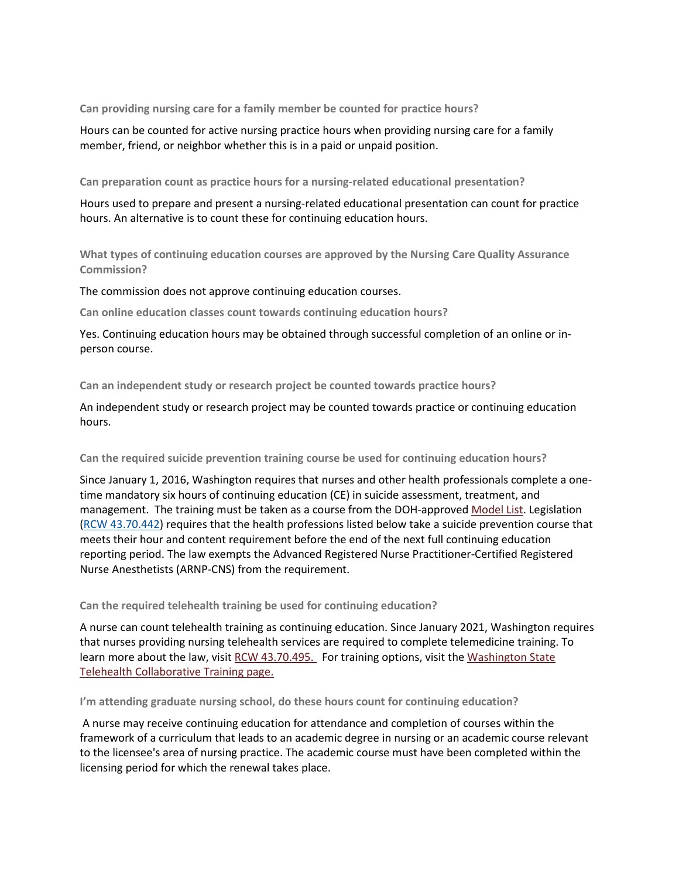### Can providing nursing care for a family member be counted for practice hours?

Hours can be counted for active nursing practice hours when providing nursing care for a family member, friend, or neighbor whether this is in a paid or unpaid position.

### Can preparation count as practice hours for a nursing-related educational presentation?

Hours used to prepare and present a nursing-related educational presentation can count for practice hours. An alternative is to count these for continuing education hours.

### What types of continuing education courses are approved by the Nursing Care Quality Assurance Commission?

The commission does not approve continuing education courses.

### Can online education classes count towards continuing education hours?

Yes. Continuing education hours may be obtained through successful completion of an online or in-person course.

### Can an independent study or research project be counted towards practice hours?

An independent study or research project may be counted towards practice or continuing education hours.

### Can the required suicide prevention training course be used for continuing education hours?

Since January 1, 2016, Washington requires that nurses and other health professionals complete a one-time mandatory six hours of continuing education (CE) in suicide assessment, treatment, and management. The training must be taken as a course from the DOH-approved [Model List](). Legislation ([RCW 43.70.442]()) requires that the health professions listed below take a suicide prevention course that meets their hour and content requirement before the end of the next full continuing education reporting period. The law exempts the Advanced Registered Nurse Practitioner-Certified Registered Nurse Anesthetists (ARNP-CNS) from the requirement.

### Can the required telehealth training be used for continuing education?

A nurse can count telehealth training as continuing education. Since January 2021, Washington requires that nurses providing nursing telehealth services are required to complete telemedicine training. To learn more about the law, visit [RCW 43.70.495.](). For training options, visit the [Washington State Telehealth Collaborative Training page.]()

### I'm attending graduate nursing school, do these hours count for continuing education?

A nurse may receive continuing education for attendance and completion of courses within the framework of a curriculum that leads to an academic degree in nursing or an academic course relevant to the licensee's area of nursing practice. The academic course must have been completed within the licensing period for which the renewal takes place.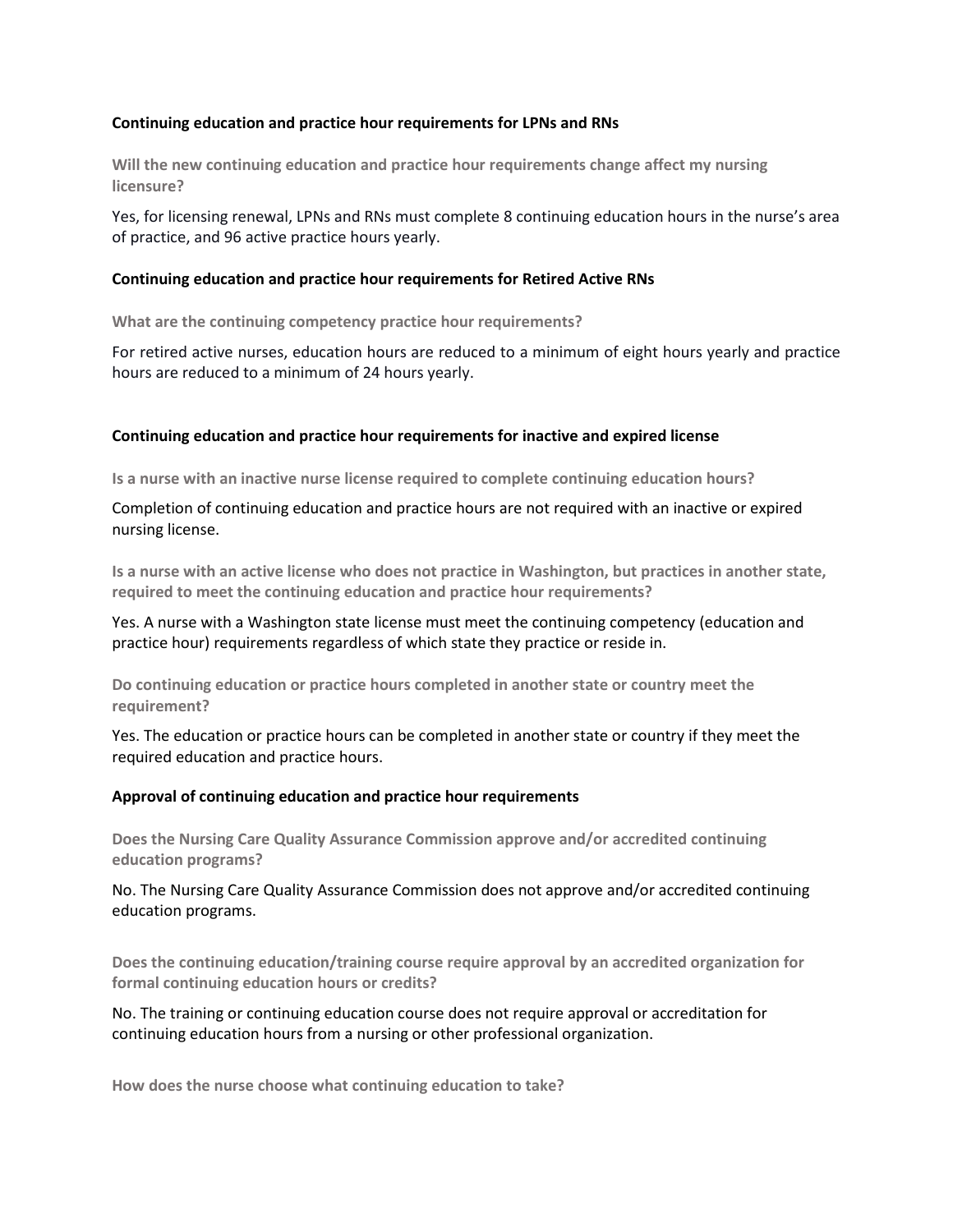### Continuing education and practice hour requirements for LPNs and RNs

**Will the new continuing education and practice hour requirements change affect my nursing licensure?**

Yes, for licensing renewal, LPNs and RNs must complete 8 continuing education hours in the nurse's area of practice, and 96 active practice hours yearly.

### Continuing education and practice hour requirements for Retired Active RNs

**What are the continuing competency practice hour requirements?**

For retired active nurses, education hours are reduced to a minimum of eight hours yearly and practice hours are reduced to a minimum of 24 hours yearly.

### Continuing education and practice hour requirements for inactive and expired license

**Is a nurse with an inactive nurse license required to complete continuing education hours?**

Completion of continuing education and practice hours are not required with an inactive or expired nursing license.

**Is a nurse with an active license who does not practice in Washington, but practices in another state, required to meet the continuing education and practice hour requirements?**

Yes. A nurse with a Washington state license must meet the continuing competency (education and practice hour) requirements regardless of which state they practice or reside in.

**Do continuing education or practice hours completed in another state or country meet the requirement?**

Yes. The education or practice hours can be completed in another state or country if they meet the required education and practice hours.

### Approval of continuing education and practice hour requirements

**Does the Nursing Care Quality Assurance Commission approve and/or accredited continuing education programs?**

No. The Nursing Care Quality Assurance Commission does not approve and/or accredited continuing education programs.

**Does the continuing education/training course require approval by an accredited organization for formal continuing education hours or credits?**

No. The training or continuing education course does not require approval or accreditation for continuing education hours from a nursing or other professional organization.

**How does the nurse choose what continuing education to take?**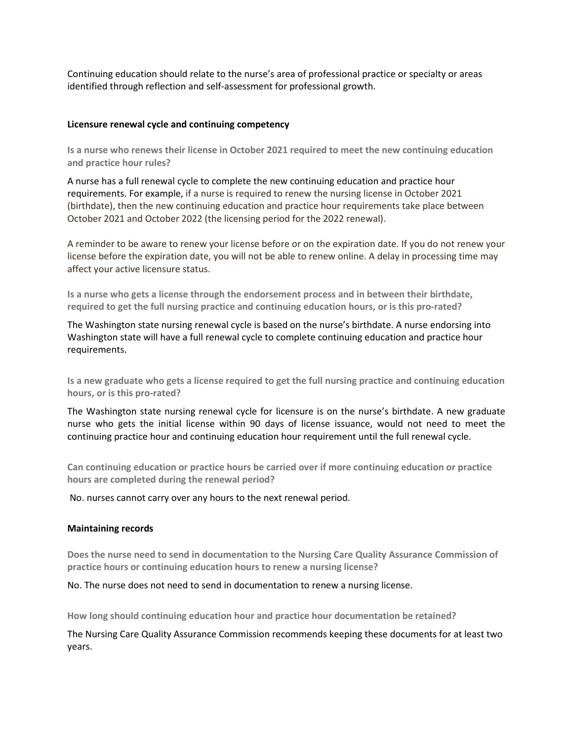Continuing education should relate to the nurse's area of professional practice or specialty or areas identified through reflection and self-assessment for professional growth.

### Licensure renewal cycle and continuing competency

**Is a nurse who renews their license in October 2021 required to meet the new continuing education and practice hour rules?**

A nurse has a full renewal cycle to complete the new continuing education and practice hour requirements. For example, if a nurse is required to renew the nursing license in October 2021 (birthdate), then the new continuing education and practice hour requirements take place between October 2021 and October 2022 (the licensing period for the 2022 renewal).

A reminder to be aware to renew your license before or on the expiration date. If you do not renew your license before the expiration date, you will not be able to renew online. A delay in processing time may affect your active licensure status.

**Is a nurse who gets a license through the endorsement process and in between their birthdate, required to get the full nursing practice and continuing education hours, or is this pro-rated?**

The Washington state nursing renewal cycle is based on the nurse's birthdate. A nurse endorsing into Washington state will have a full renewal cycle to complete continuing education and practice hour requirements.

**Is a new graduate who gets a license required to get the full nursing practice and continuing education hours, or is this pro-rated?**

The Washington state nursing renewal cycle for licensure is on the nurse's birthdate. A new graduate nurse who gets the initial license within 90 days of license issuance, would not need to meet the continuing practice hour and continuing education hour requirement until the full renewal cycle.

**Can continuing education or practice hours be carried over if more continuing education or practice hours are completed during the renewal period?**

No. nurses cannot carry over any hours to the next renewal period.

### Maintaining records

**Does the nurse need to send in documentation to the Nursing Care Quality Assurance Commission of practice hours or continuing education hours to renew a nursing license?**

No. The nurse does not need to send in documentation to renew a nursing license.

**How long should continuing education hour and practice hour documentation be retained?**

The Nursing Care Quality Assurance Commission recommends keeping these documents for at least two years.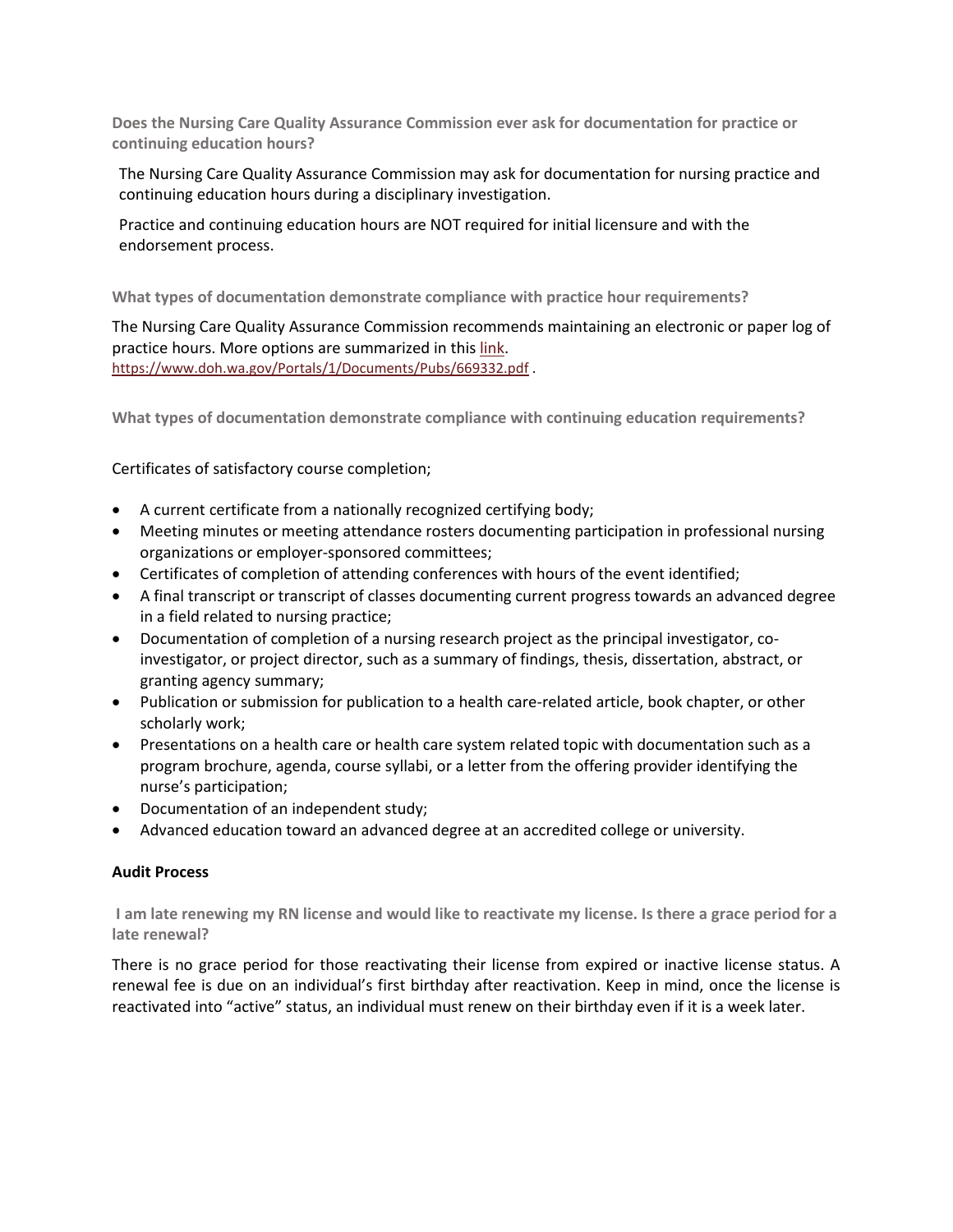### Does the Nursing Care Quality Assurance Commission ever ask for documentation for practice or continuing education hours?

The Nursing Care Quality Assurance Commission may ask for documentation for nursing practice and continuing education hours during a disciplinary investigation.

Practice and continuing education hours are NOT required for initial licensure and with the endorsement process.

### What types of documentation demonstrate compliance with practice hour requirements?

The Nursing Care Quality Assurance Commission recommends maintaining an electronic or paper log of practice hours. More options are summarized in this [link](https://www.doh.wa.gov/Portals/1/Documents/Pubs/669332.pdf).
https://www.doh.wa.gov/Portals/1/Documents/Pubs/669332.pdf .

### What types of documentation demonstrate compliance with continuing education requirements?

Certificates of satisfactory course completion;

- A current certificate from a nationally recognized certifying body;
- Meeting minutes or meeting attendance rosters documenting participation in professional nursing organizations or employer-sponsored committees;
- Certificates of completion of attending conferences with hours of the event identified;
- A final transcript or transcript of classes documenting current progress towards an advanced degree in a field related to nursing practice;
- Documentation of completion of a nursing research project as the principal investigator, co-investigator, or project director, such as a summary of findings, thesis, dissertation, abstract, or granting agency summary;
- Publication or submission for publication to a health care-related article, book chapter, or other scholarly work;
- Presentations on a health care or health care system related topic with documentation such as a program brochure, agenda, course syllabi, or a letter from the offering provider identifying the nurse's participation;
- Documentation of an independent study;
- Advanced education toward an advanced degree at an accredited college or university.

## Audit Process

### I am late renewing my RN license and would like to reactivate my license. Is there a grace period for a late renewal?

There is no grace period for those reactivating their license from expired or inactive license status. A renewal fee is due on an individual's first birthday after reactivation. Keep in mind, once the license is reactivated into "active" status, an individual must renew on their birthday even if it is a week later.